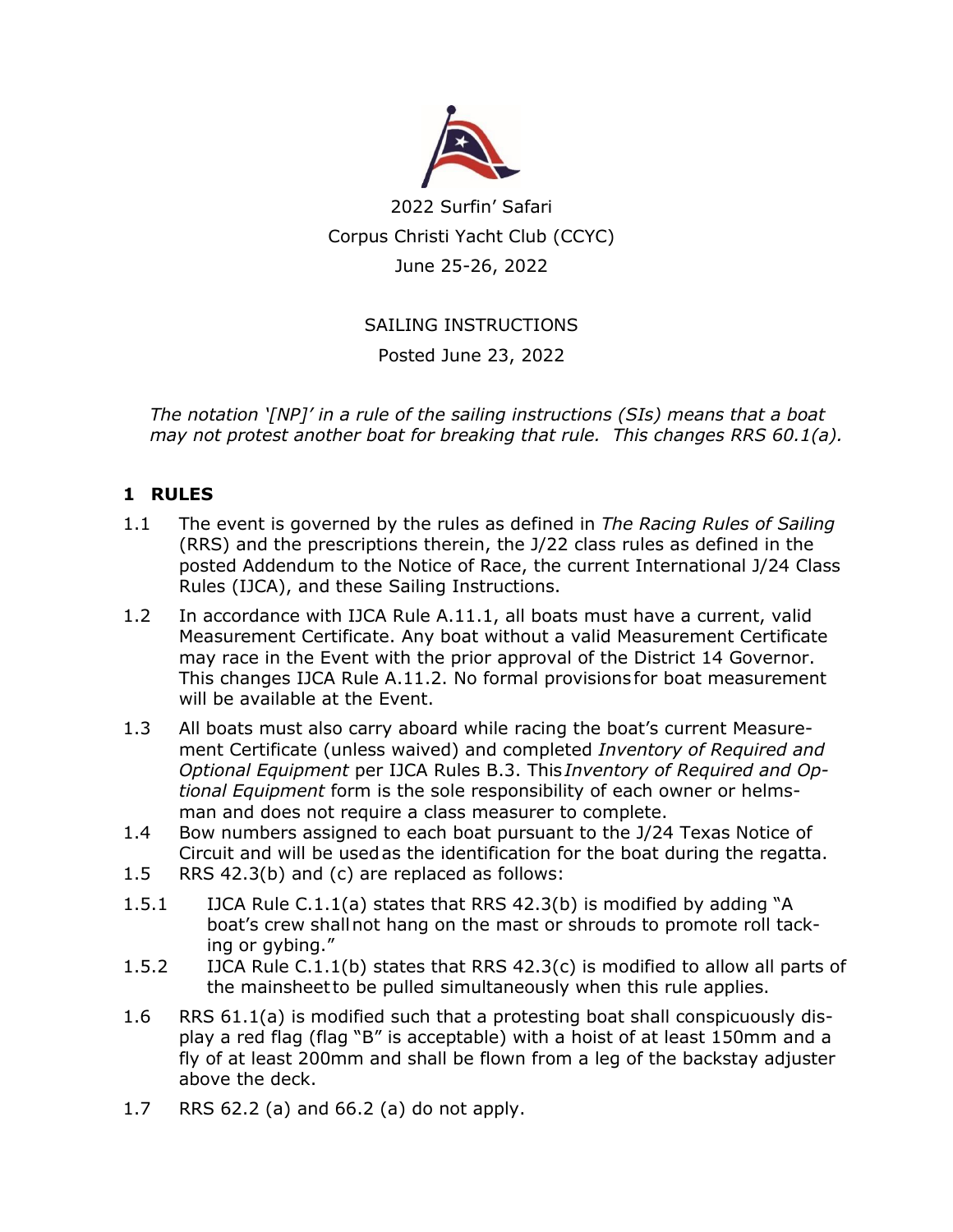2022 Surfin' Safari
Corpus Christi Yacht Club (CCYC)
June 25-26, 2022

SAILING INSTRUCTIONS
Posted June 23, 2022

*The notation '[NP]' in a rule of the sailing instructions (SIs) means that a boat may not protest another boat for breaking that rule. This changes RRS 60.1(a).*

## 1 RULES

1.1 The event is governed by the rules as defined in *The Racing Rules of Sailing* (RRS) and the prescriptions therein, the J/22 class rules as defined in the posted Addendum to the Notice of Race, the current International J/24 Class Rules (IJCA), and these Sailing Instructions.

1.2 In accordance with IJCA Rule A.11.1, all boats must have a current, valid Measurement Certificate. Any boat without a valid Measurement Certificate may race in the Event with the prior approval of the District 14 Governor. This changes IJCA Rule A.11.2. No formal provisions for boat measurement will be available at the Event.

1.3 All boats must also carry aboard while racing the boat's current Measurement Certificate (unless waived) and completed *Inventory of Required and Optional Equipment* per IJCA Rules B.3. This *Inventory of Required and Optional Equipment* form is the sole responsibility of each owner or helmsman and does not require a class measurer to complete.

1.4 Bow numbers assigned to each boat pursuant to the J/24 Texas Notice of Circuit and will be used as the identification for the boat during the regatta.

1.5 RRS 42.3(b) and (c) are replaced as follows:

1.5.1 IJCA Rule C.1.1(a) states that RRS 42.3(b) is modified by adding "A boat's crew shall not hang on the mast or shrouds to promote roll tacking or gybing."

1.5.2 IJCA Rule C.1.1(b) states that RRS 42.3(c) is modified to allow all parts of the mainsheet to be pulled simultaneously when this rule applies.

1.6 RRS 61.1(a) is modified such that a protesting boat shall conspicuously display a red flag (flag "B" is acceptable) with a hoist of at least 150mm and a fly of at least 200mm and shall be flown from a leg of the backstay adjuster above the deck.

1.7 RRS 62.2 (a) and 66.2 (a) do not apply.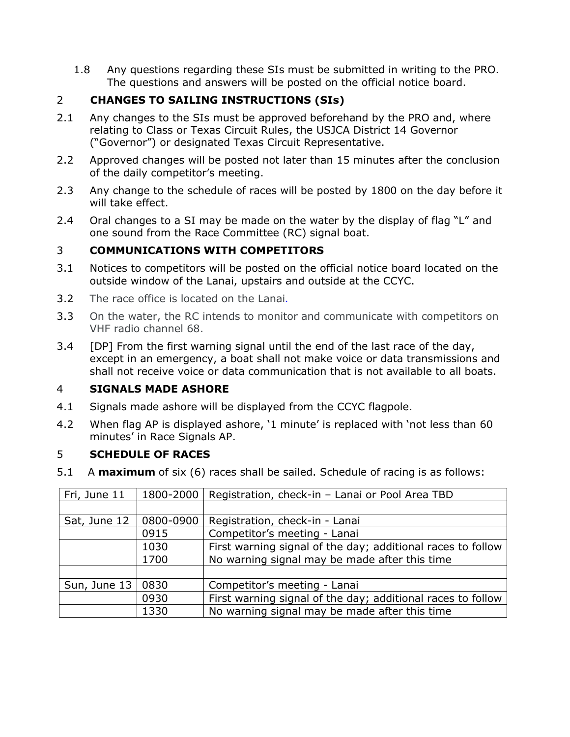1.8 Any questions regarding these SIs must be submitted in writing to the PRO. The questions and answers will be posted on the official notice board.

## 2 CHANGES TO SAILING INSTRUCTIONS (SIs)

2.1 Any changes to the SIs must be approved beforehand by the PRO and, where relating to Class or Texas Circuit Rules, the USJCA District 14 Governor ("Governor") or designated Texas Circuit Representative.

2.2 Approved changes will be posted not later than 15 minutes after the conclusion of the daily competitor's meeting.

2.3 Any change to the schedule of races will be posted by 1800 on the day before it will take effect.

2.4 Oral changes to a SI may be made on the water by the display of flag "L" and one sound from the Race Committee (RC) signal boat.

## 3 COMMUNICATIONS WITH COMPETITORS

3.1 Notices to competitors will be posted on the official notice board located on the outside window of the Lanai, upstairs and outside at the CCYC.

3.2 The race office is located on the Lanai.

3.3 On the water, the RC intends to monitor and communicate with competitors on VHF radio channel 68.

3.4 [DP] From the first warning signal until the end of the last race of the day, except in an emergency, a boat shall not make voice or data transmissions and shall not receive voice or data communication that is not available to all boats.

## 4 SIGNALS MADE ASHORE

4.1 Signals made ashore will be displayed from the CCYC flagpole.

4.2 When flag AP is displayed ashore, '1 minute' is replaced with 'not less than 60 minutes' in Race Signals AP.

## 5 SCHEDULE OF RACES

5.1 A **maximum** of six (6) races shall be sailed. Schedule of racing is as follows:

| | | |
|---|---|---|
| Fri, June 11 | 1800-2000 | Registration, check-in – Lanai or Pool Area TBD |
| | | |
| Sat, June 12 | 0800-0900 | Registration, check-in - Lanai |
| | 0915 | Competitor's meeting - Lanai |
| | 1030 | First warning signal of the day; additional races to follow |
| | 1700 | No warning signal may be made after this time |
| | | |
| Sun, June 13 | 0830 | Competitor's meeting - Lanai |
| | 0930 | First warning signal of the day; additional races to follow |
| | 1330 | No warning signal may be made after this time |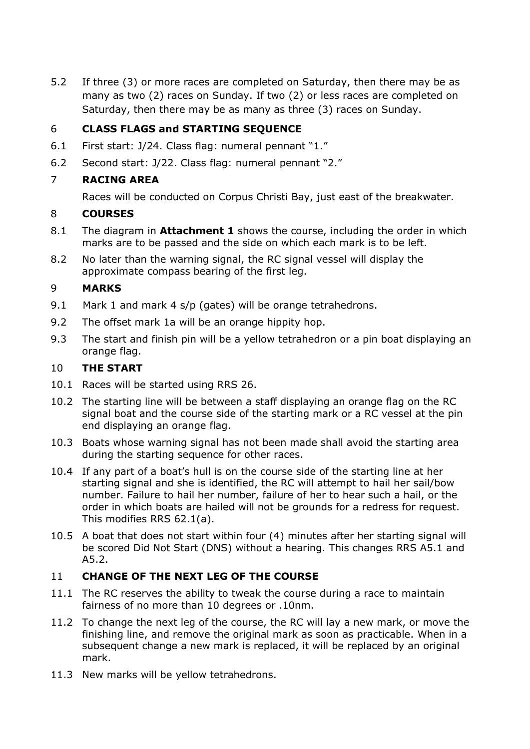5.2 If three (3) or more races are completed on Saturday, then there may be as many as two (2) races on Sunday. If two (2) or less races are completed on Saturday, then there may be as many as three (3) races on Sunday.

## 6 CLASS FLAGS and STARTING SEQUENCE

6.1 First start: J/24. Class flag: numeral pennant "1."

6.2 Second start: J/22. Class flag: numeral pennant "2."

## 7 RACING AREA

Races will be conducted on Corpus Christi Bay, just east of the breakwater.

## 8 COURSES

8.1 The diagram in **Attachment 1** shows the course, including the order in which marks are to be passed and the side on which each mark is to be left.

8.2 No later than the warning signal, the RC signal vessel will display the approximate compass bearing of the first leg.

## 9 MARKS

9.1 Mark 1 and mark 4 s/p (gates) will be orange tetrahedrons.

9.2 The offset mark 1a will be an orange hippity hop.

9.3 The start and finish pin will be a yellow tetrahedron or a pin boat displaying an orange flag.

## 10 THE START

10.1 Races will be started using RRS 26.

10.2 The starting line will be between a staff displaying an orange flag on the RC signal boat and the course side of the starting mark or a RC vessel at the pin end displaying an orange flag.

10.3 Boats whose warning signal has not been made shall avoid the starting area during the starting sequence for other races.

10.4 If any part of a boat's hull is on the course side of the starting line at her starting signal and she is identified, the RC will attempt to hail her sail/bow number. Failure to hail her number, failure of her to hear such a hail, or the order in which boats are hailed will not be grounds for a redress for request. This modifies RRS 62.1(a).

10.5 A boat that does not start within four (4) minutes after her starting signal will be scored Did Not Start (DNS) without a hearing. This changes RRS A5.1 and A5.2.

## 11 CHANGE OF THE NEXT LEG OF THE COURSE

11.1 The RC reserves the ability to tweak the course during a race to maintain fairness of no more than 10 degrees or .10nm.

11.2 To change the next leg of the course, the RC will lay a new mark, or move the finishing line, and remove the original mark as soon as practicable. When in a subsequent change a new mark is replaced, it will be replaced by an original mark.

11.3 New marks will be yellow tetrahedrons.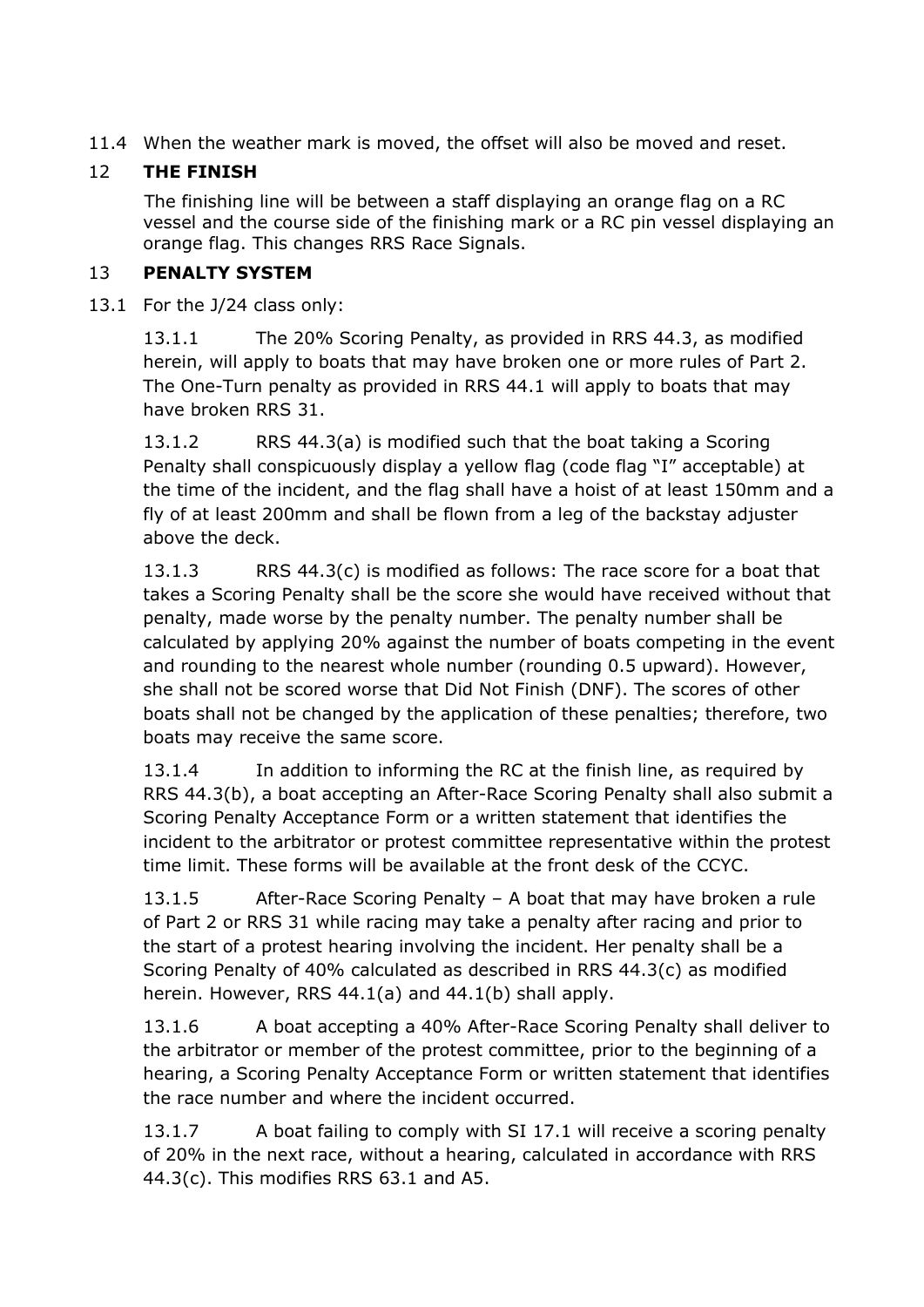11.4 When the weather mark is moved, the offset will also be moved and reset.

## 12 THE FINISH

The finishing line will be between a staff displaying an orange flag on a RC vessel and the course side of the finishing mark or a RC pin vessel displaying an orange flag. This changes RRS Race Signals.

## 13 PENALTY SYSTEM

13.1 For the J/24 class only:

13.1.1 The 20% Scoring Penalty, as provided in RRS 44.3, as modified herein, will apply to boats that may have broken one or more rules of Part 2. The One-Turn penalty as provided in RRS 44.1 will apply to boats that may have broken RRS 31.

13.1.2 RRS 44.3(a) is modified such that the boat taking a Scoring Penalty shall conspicuously display a yellow flag (code flag "I" acceptable) at the time of the incident, and the flag shall have a hoist of at least 150mm and a fly of at least 200mm and shall be flown from a leg of the backstay adjuster above the deck.

13.1.3 RRS 44.3(c) is modified as follows: The race score for a boat that takes a Scoring Penalty shall be the score she would have received without that penalty, made worse by the penalty number. The penalty number shall be calculated by applying 20% against the number of boats competing in the event and rounding to the nearest whole number (rounding 0.5 upward). However, she shall not be scored worse that Did Not Finish (DNF). The scores of other boats shall not be changed by the application of these penalties; therefore, two boats may receive the same score.

13.1.4 In addition to informing the RC at the finish line, as required by RRS 44.3(b), a boat accepting an After-Race Scoring Penalty shall also submit a Scoring Penalty Acceptance Form or a written statement that identifies the incident to the arbitrator or protest committee representative within the protest time limit. These forms will be available at the front desk of the CCYC.

13.1.5 After-Race Scoring Penalty – A boat that may have broken a rule of Part 2 or RRS 31 while racing may take a penalty after racing and prior to the start of a protest hearing involving the incident. Her penalty shall be a Scoring Penalty of 40% calculated as described in RRS 44.3(c) as modified herein. However, RRS 44.1(a) and 44.1(b) shall apply.

13.1.6 A boat accepting a 40% After-Race Scoring Penalty shall deliver to the arbitrator or member of the protest committee, prior to the beginning of a hearing, a Scoring Penalty Acceptance Form or written statement that identifies the race number and where the incident occurred.

13.1.7 A boat failing to comply with SI 17.1 will receive a scoring penalty of 20% in the next race, without a hearing, calculated in accordance with RRS 44.3(c). This modifies RRS 63.1 and A5.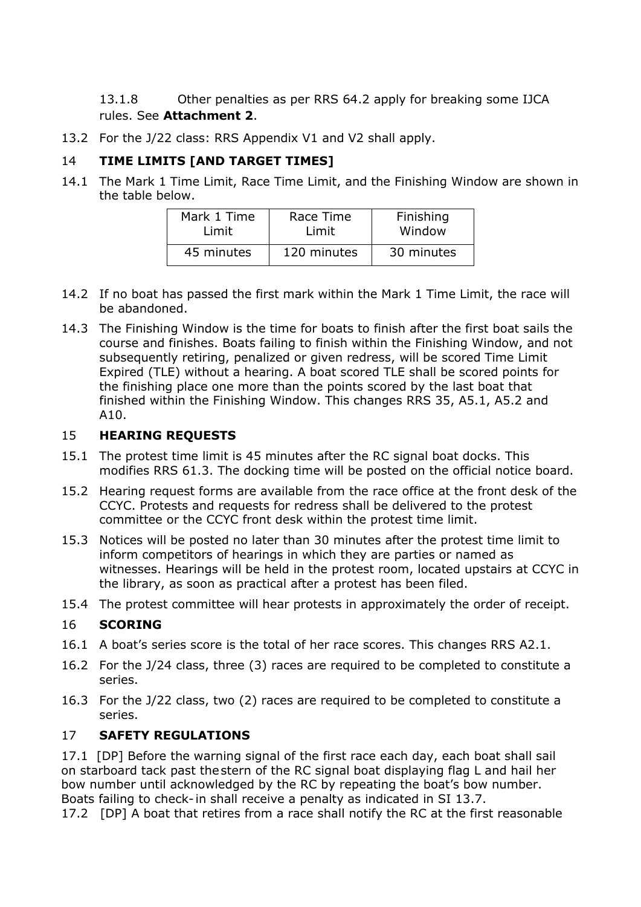13.1.8 Other penalties as per RRS 64.2 apply for breaking some IJCA rules. See **Attachment 2**.

13.2 For the J/22 class: RRS Appendix V1 and V2 shall apply.

## 14 TIME LIMITS [AND TARGET TIMES]

14.1 The Mark 1 Time Limit, Race Time Limit, and the Finishing Window are shown in the table below.

| Mark 1 Time Limit | Race Time Limit | Finishing Window |
|---|---|---|
| 45 minutes | 120 minutes | 30 minutes |

14.2 If no boat has passed the first mark within the Mark 1 Time Limit, the race will be abandoned.

14.3 The Finishing Window is the time for boats to finish after the first boat sails the course and finishes. Boats failing to finish within the Finishing Window, and not subsequently retiring, penalized or given redress, will be scored Time Limit Expired (TLE) without a hearing. A boat scored TLE shall be scored points for the finishing place one more than the points scored by the last boat that finished within the Finishing Window. This changes RRS 35, A5.1, A5.2 and A10.

## 15 HEARING REQUESTS

15.1 The protest time limit is 45 minutes after the RC signal boat docks. This modifies RRS 61.3. The docking time will be posted on the official notice board.

15.2 Hearing request forms are available from the race office at the front desk of the CCYC. Protests and requests for redress shall be delivered to the protest committee or the CCYC front desk within the protest time limit.

15.3 Notices will be posted no later than 30 minutes after the protest time limit to inform competitors of hearings in which they are parties or named as witnesses. Hearings will be held in the protest room, located upstairs at CCYC in the library, as soon as practical after a protest has been filed.

15.4 The protest committee will hear protests in approximately the order of receipt.

## 16 SCORING

16.1 A boat's series score is the total of her race scores. This changes RRS A2.1.

16.2 For the J/24 class, three (3) races are required to be completed to constitute a series.

16.3 For the J/22 class, two (2) races are required to be completed to constitute a series.

## 17 SAFETY REGULATIONS

17.1 [DP] Before the warning signal of the first race each day, each boat shall sail on starboard tack past the stern of the RC signal boat displaying flag L and hail her bow number until acknowledged by the RC by repeating the boat's bow number. Boats failing to check-in shall receive a penalty as indicated in SI 13.7.

17.2 [DP] A boat that retires from a race shall notify the RC at the first reasonable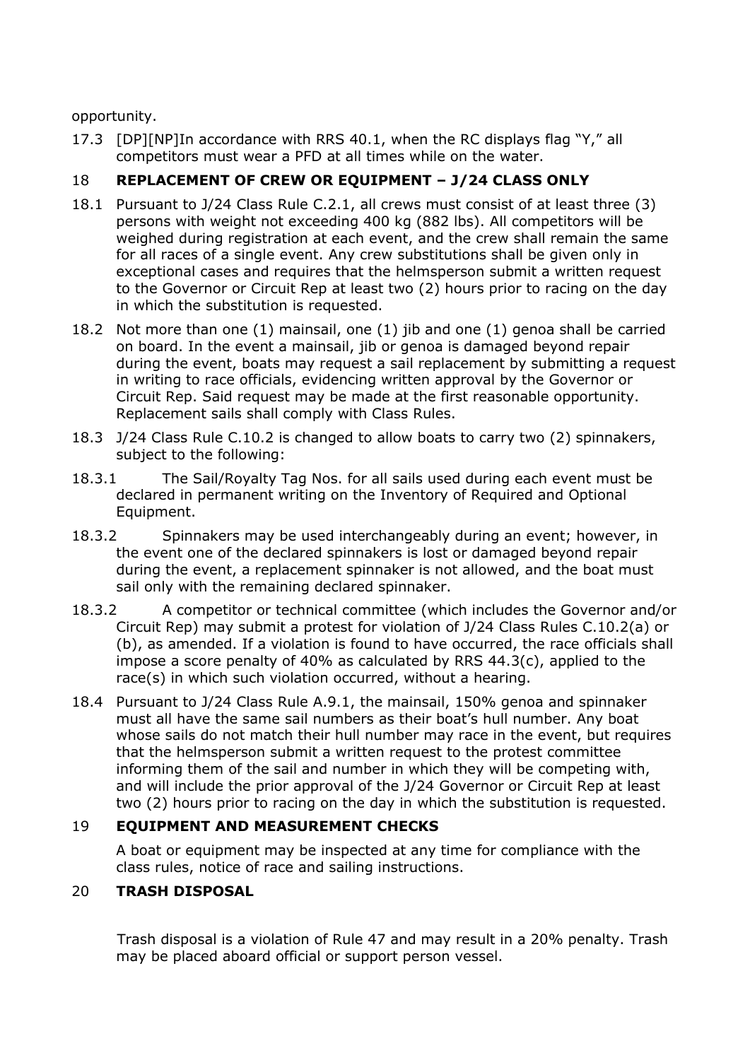opportunity.

17.3 [DP][NP]In accordance with RRS 40.1, when the RC displays flag "Y," all competitors must wear a PFD at all times while on the water.

## 18 REPLACEMENT OF CREW OR EQUIPMENT – J/24 CLASS ONLY

18.1 Pursuant to J/24 Class Rule C.2.1, all crews must consist of at least three (3) persons with weight not exceeding 400 kg (882 lbs). All competitors will be weighed during registration at each event, and the crew shall remain the same for all races of a single event. Any crew substitutions shall be given only in exceptional cases and requires that the helmsperson submit a written request to the Governor or Circuit Rep at least two (2) hours prior to racing on the day in which the substitution is requested.

18.2 Not more than one (1) mainsail, one (1) jib and one (1) genoa shall be carried on board. In the event a mainsail, jib or genoa is damaged beyond repair during the event, boats may request a sail replacement by submitting a request in writing to race officials, evidencing written approval by the Governor or Circuit Rep. Said request may be made at the first reasonable opportunity. Replacement sails shall comply with Class Rules.

18.3 J/24 Class Rule C.10.2 is changed to allow boats to carry two (2) spinnakers, subject to the following:

18.3.1 The Sail/Royalty Tag Nos. for all sails used during each event must be declared in permanent writing on the Inventory of Required and Optional Equipment.

18.3.2 Spinnakers may be used interchangeably during an event; however, in the event one of the declared spinnakers is lost or damaged beyond repair during the event, a replacement spinnaker is not allowed, and the boat must sail only with the remaining declared spinnaker.

18.3.2 A competitor or technical committee (which includes the Governor and/or Circuit Rep) may submit a protest for violation of J/24 Class Rules C.10.2(a) or (b), as amended. If a violation is found to have occurred, the race officials shall impose a score penalty of 40% as calculated by RRS 44.3(c), applied to the race(s) in which such violation occurred, without a hearing.

18.4 Pursuant to J/24 Class Rule A.9.1, the mainsail, 150% genoa and spinnaker must all have the same sail numbers as their boat's hull number. Any boat whose sails do not match their hull number may race in the event, but requires that the helmsperson submit a written request to the protest committee informing them of the sail and number in which they will be competing with, and will include the prior approval of the J/24 Governor or Circuit Rep at least two (2) hours prior to racing on the day in which the substitution is requested.

## 19 EQUIPMENT AND MEASUREMENT CHECKS

A boat or equipment may be inspected at any time for compliance with the class rules, notice of race and sailing instructions.

## 20 TRASH DISPOSAL

Trash disposal is a violation of Rule 47 and may result in a 20% penalty. Trash may be placed aboard official or support person vessel.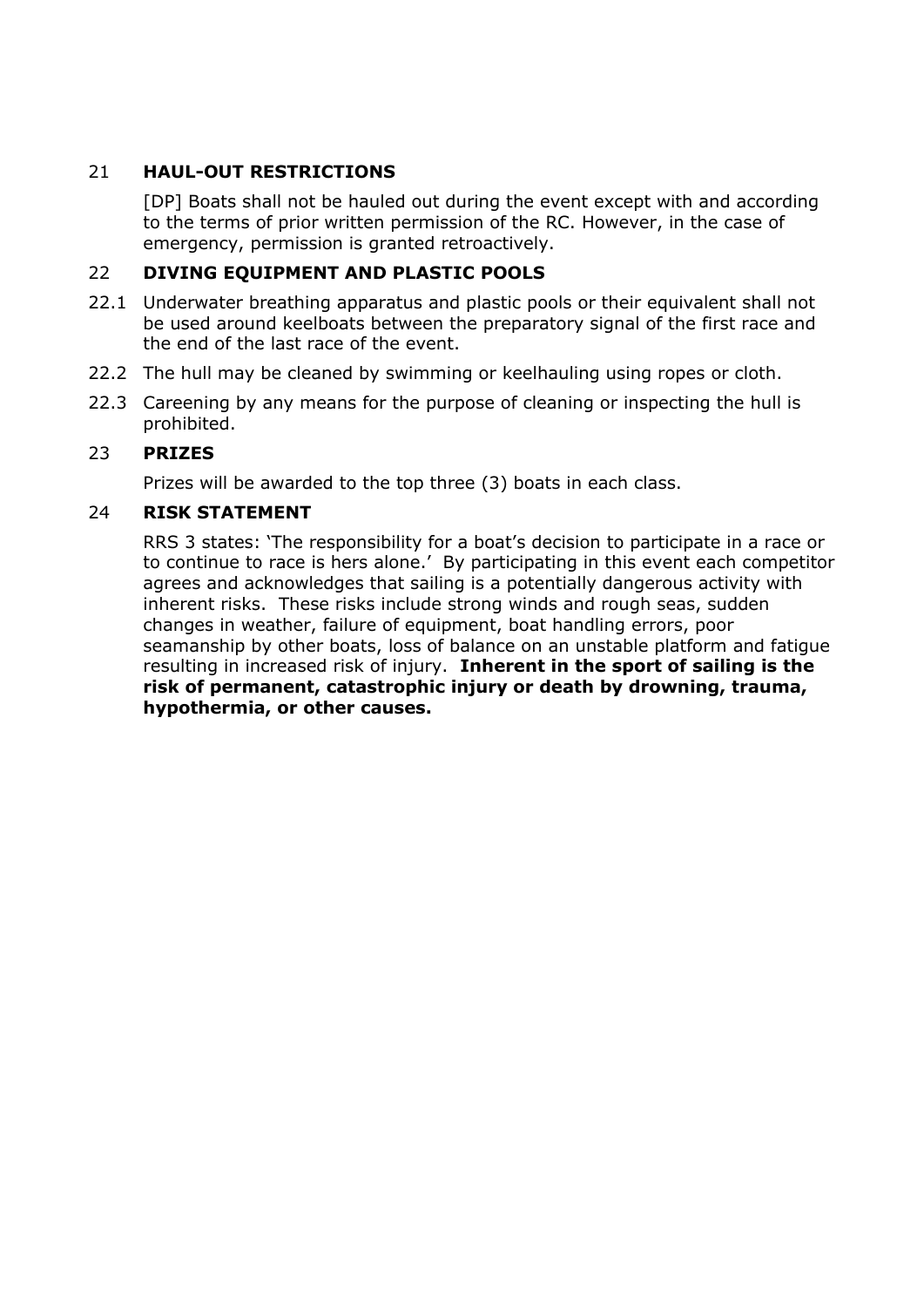## 21 HAUL-OUT RESTRICTIONS

[DP] Boats shall not be hauled out during the event except with and according to the terms of prior written permission of the RC. However, in the case of emergency, permission is granted retroactively.

## 22 DIVING EQUIPMENT AND PLASTIC POOLS

22.1 Underwater breathing apparatus and plastic pools or their equivalent shall not be used around keelboats between the preparatory signal of the first race and the end of the last race of the event.

22.2 The hull may be cleaned by swimming or keelhauling using ropes or cloth.

22.3 Careening by any means for the purpose of cleaning or inspecting the hull is prohibited.

## 23 PRIZES

Prizes will be awarded to the top three (3) boats in each class.

## 24 RISK STATEMENT

RRS 3 states: 'The responsibility for a boat's decision to participate in a race or to continue to race is hers alone.' By participating in this event each competitor agrees and acknowledges that sailing is a potentially dangerous activity with inherent risks. These risks include strong winds and rough seas, sudden changes in weather, failure of equipment, boat handling errors, poor seamanship by other boats, loss of balance on an unstable platform and fatigue resulting in increased risk of injury. **Inherent in the sport of sailing is the risk of permanent, catastrophic injury or death by drowning, trauma, hypothermia, or other causes.**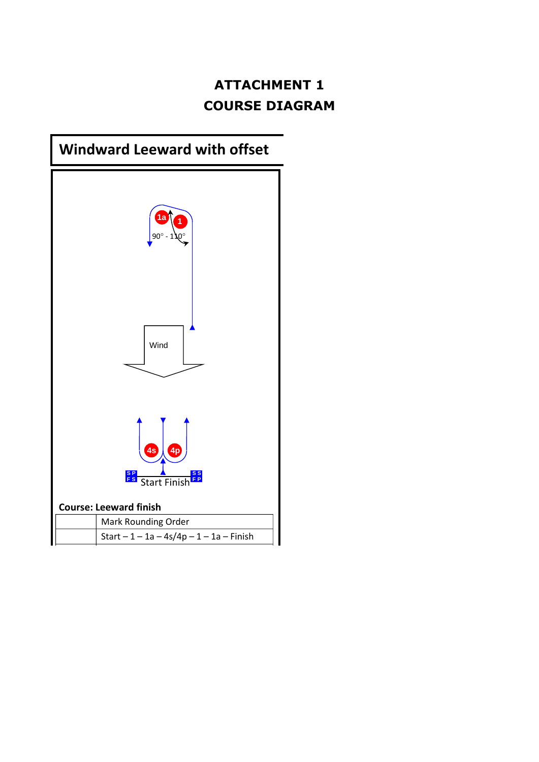# ATTACHMENT 1
# COURSE DIAGRAM

## Windward Leeward with offset

1a 1

90° - 110°

Wind

4s 4p

Start Finish

**Course: Leeward finish**

| | Mark Rounding Order |
|---|---|
| | Start – 1 – 1a – 4s/4p – 1 – 1a – Finish |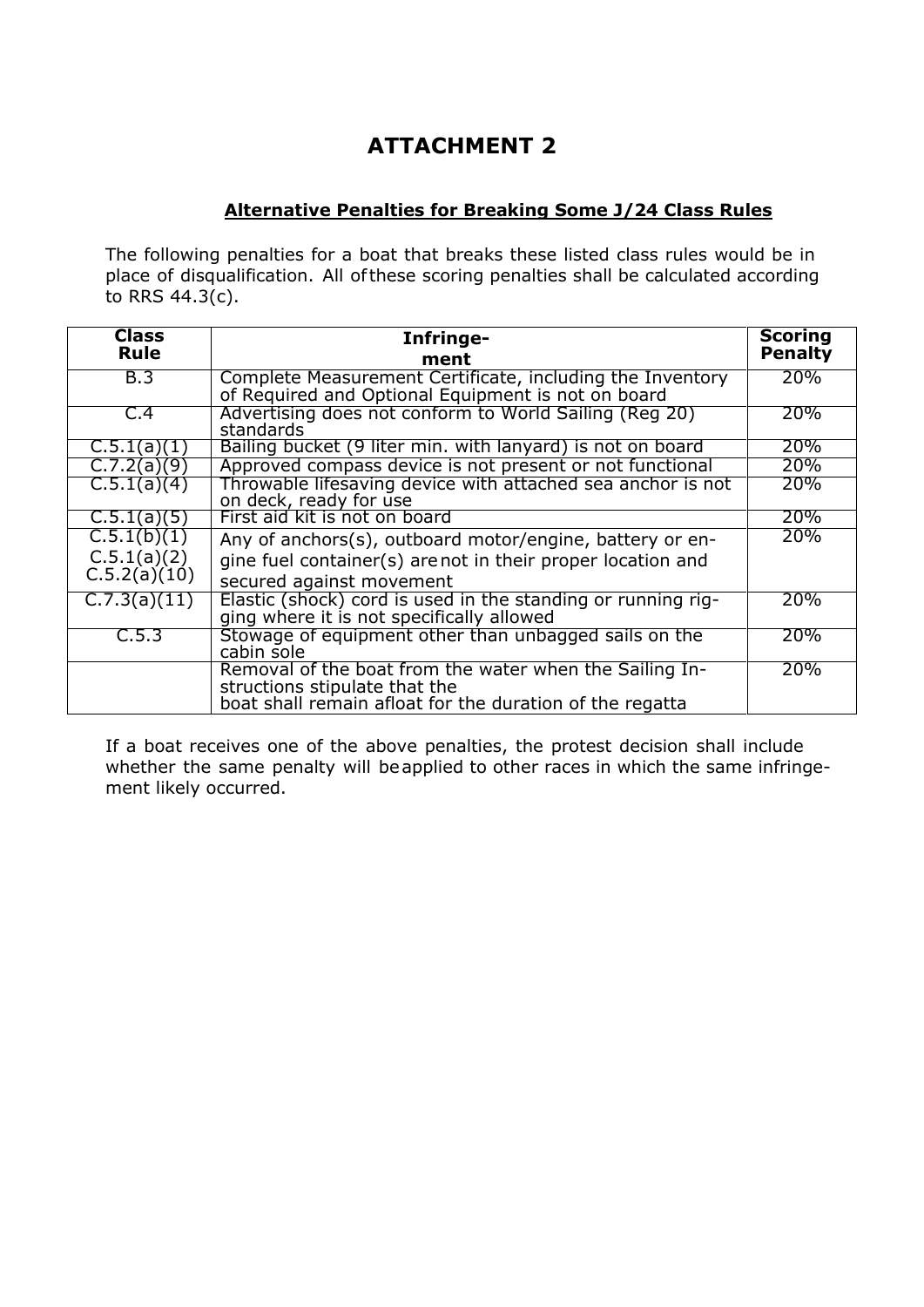# ATTACHMENT 2

**Alternative Penalties for Breaking Some J/24 Class Rules**

The following penalties for a boat that breaks these listed class rules would be in place of disqualification. All of these scoring penalties shall be calculated according to RRS 44.3(c).

| Class Rule | Infringement | Scoring Penalty |
|---|---|---|
| B.3 | Complete Measurement Certificate, including the Inventory of Required and Optional Equipment is not on board | 20% |
| C.4 | Advertising does not conform to World Sailing (Reg 20) standards | 20% |
| C.5.1(a)(1) | Bailing bucket (9 liter min. with lanyard) is not on board | 20% |
| C.7.2(a)(9) | Approved compass device is not present or not functional | 20% |
| C.5.1(a)(4) | Throwable lifesaving device with attached sea anchor is not on deck, ready for use | 20% |
| C.5.1(a)(5) | First aid kit is not on board | 20% |
| C.5.1(b)(1) C.5.1(a)(2) C.5.2(a)(10) | Any of anchors(s), outboard motor/engine, battery or engine fuel container(s) are not in their proper location and secured against movement | 20% |
| C.7.3(a)(11) | Elastic (shock) cord is used in the standing or running rigging where it is not specifically allowed | 20% |
| C.5.3 | Stowage of equipment other than unbagged sails on the cabin sole | 20% |
| | Removal of the boat from the water when the Sailing Instructions stipulate that the boat shall remain afloat for the duration of the regatta | 20% |

If a boat receives one of the above penalties, the protest decision shall include whether the same penalty will be applied to other races in which the same infringement likely occurred.